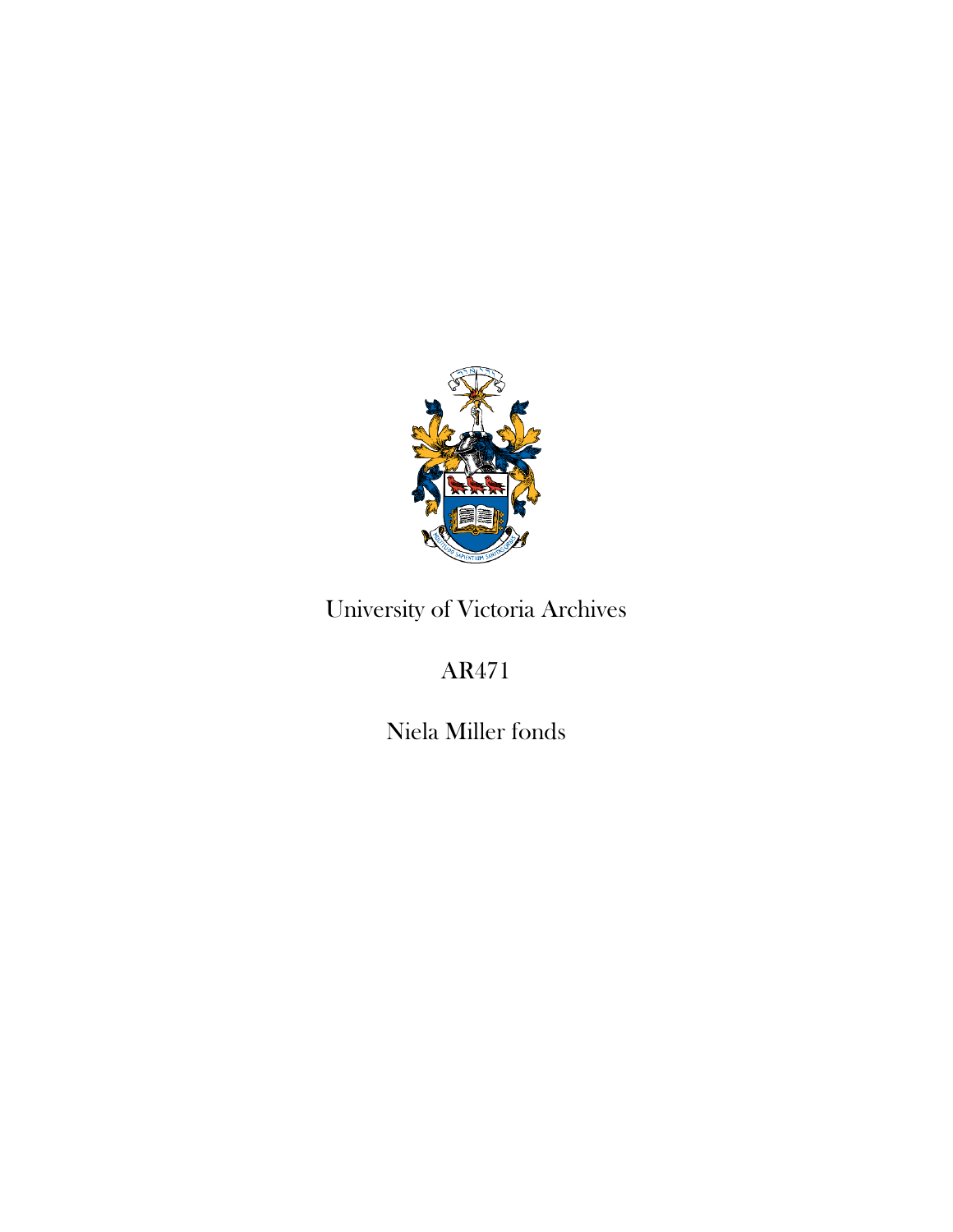University of Victoria Archives

AR471

Niela Miller fonds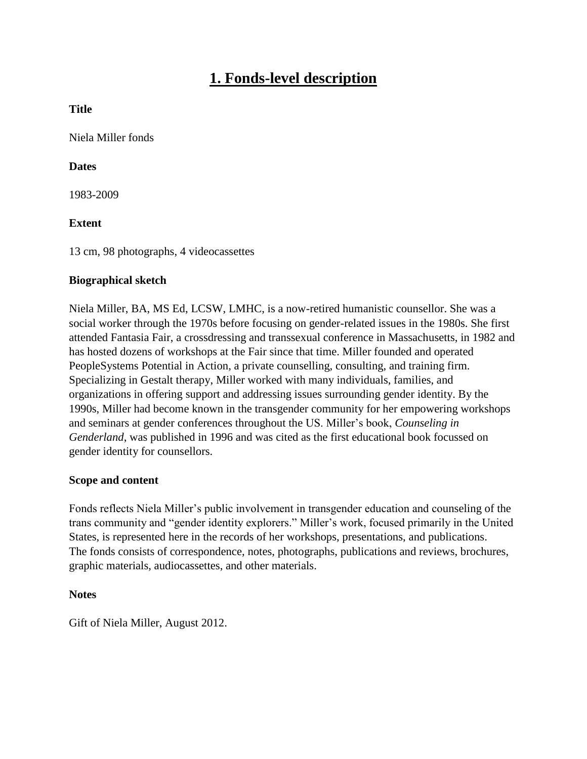# 1. Fonds-level description

**Title**

Niela Miller fonds

**Dates**

1983-2009

**Extent**

13 cm, 98 photographs, 4 videocassettes

**Biographical sketch**

Niela Miller, BA, MS Ed, LCSW, LMHC, is a now-retired humanistic counsellor. She was a social worker through the 1970s before focusing on gender-related issues in the 1980s. She first attended Fantasia Fair, a crossdressing and transsexual conference in Massachusetts, in 1982 and has hosted dozens of workshops at the Fair since that time. Miller founded and operated PeopleSystems Potential in Action, a private counselling, consulting, and training firm. Specializing in Gestalt therapy, Miller worked with many individuals, families, and organizations in offering support and addressing issues surrounding gender identity. By the 1990s, Miller had become known in the transgender community for her empowering workshops and seminars at gender conferences throughout the US. Miller's book, *Counseling in Genderland*, was published in 1996 and was cited as the first educational book focussed on gender identity for counsellors.

**Scope and content**

Fonds reflects Niela Miller's public involvement in transgender education and counseling of the trans community and "gender identity explorers." Miller's work, focused primarily in the United States, is represented here in the records of her workshops, presentations, and publications. The fonds consists of correspondence, notes, photographs, publications and reviews, brochures, graphic materials, audiocassettes, and other materials.

**Notes**

Gift of Niela Miller, August 2012.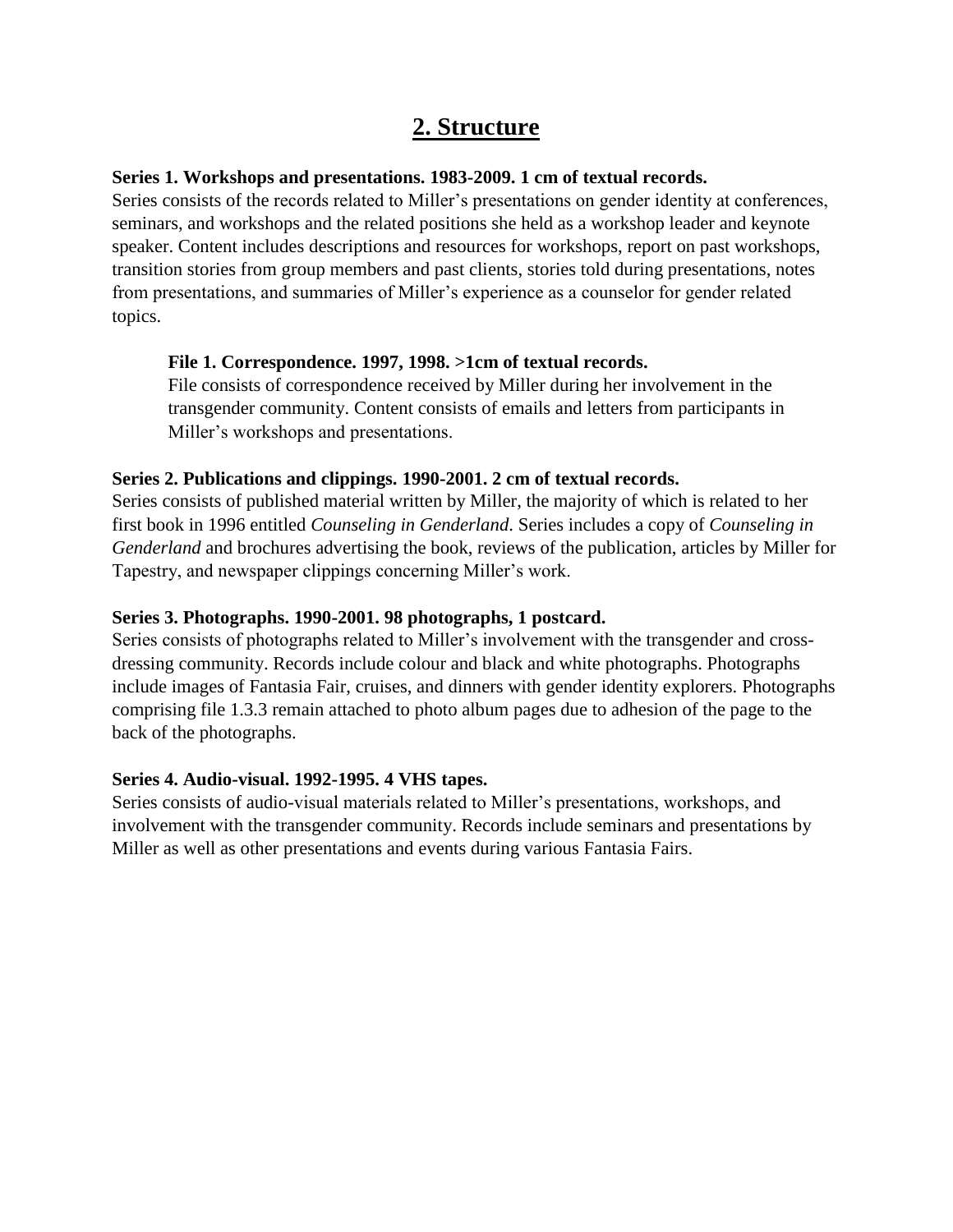## 2. Structure

**Series 1. Workshops and presentations. 1983-2009. 1 cm of textual records.**

Series consists of the records related to Miller's presentations on gender identity at conferences, seminars, and workshops and the related positions she held as a workshop leader and keynote speaker. Content includes descriptions and resources for workshops, report on past workshops, transition stories from group members and past clients, stories told during presentations, notes from presentations, and summaries of Miller's experience as a counselor for gender related topics.

> **File 1. Correspondence. 1997, 1998. >1cm of textual records.**
>
> File consists of correspondence received by Miller during her involvement in the transgender community. Content consists of emails and letters from participants in Miller's workshops and presentations.

**Series 2. Publications and clippings. 1990-2001. 2 cm of textual records.**

Series consists of published material written by Miller, the majority of which is related to her first book in 1996 entitled *Counseling in Genderland*. Series includes a copy of *Counseling in Genderland* and brochures advertising the book, reviews of the publication, articles by Miller for Tapestry, and newspaper clippings concerning Miller's work.

**Series 3. Photographs. 1990-2001. 98 photographs, 1 postcard.**

Series consists of photographs related to Miller's involvement with the transgender and cross-dressing community. Records include colour and black and white photographs. Photographs include images of Fantasia Fair, cruises, and dinners with gender identity explorers. Photographs comprising file 1.3.3 remain attached to photo album pages due to adhesion of the page to the back of the photographs.

**Series 4. Audio-visual. 1992-1995. 4 VHS tapes.**

Series consists of audio-visual materials related to Miller's presentations, workshops, and involvement with the transgender community. Records include seminars and presentations by Miller as well as other presentations and events during various Fantasia Fairs.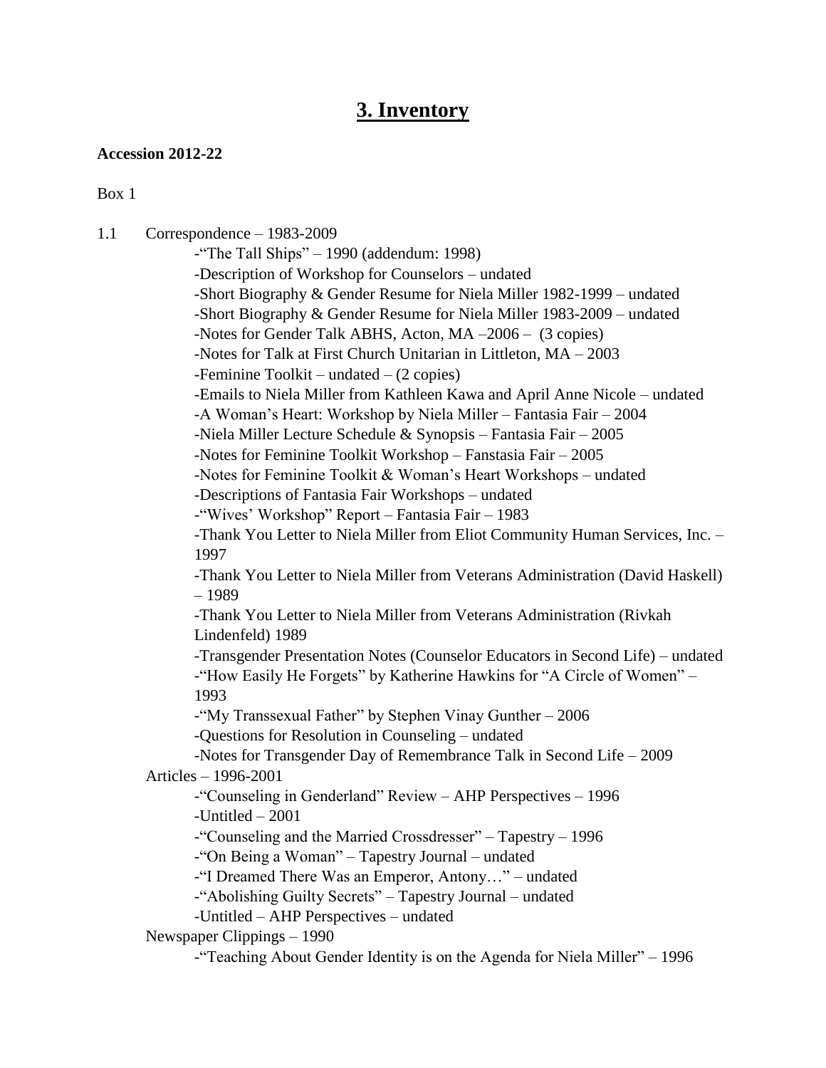# 3. Inventory

**Accession 2012-22**

Box 1

1.1 Correspondence – 1983-2009

- -“The Tall Ships” – 1990 (addendum: 1998)
- -Description of Workshop for Counselors – undated
- -Short Biography & Gender Resume for Niela Miller 1982-1999 – undated
- -Short Biography & Gender Resume for Niela Miller 1983-2009 – undated
- -Notes for Gender Talk ABHS, Acton, MA –2006 – (3 copies)
- -Notes for Talk at First Church Unitarian in Littleton, MA – 2003
- -Feminine Toolkit – undated – (2 copies)
- -Emails to Niela Miller from Kathleen Kawa and April Anne Nicole – undated
- -A Woman’s Heart: Workshop by Niela Miller – Fantasia Fair – 2004
- -Niela Miller Lecture Schedule & Synopsis – Fantasia Fair – 2005
- -Notes for Feminine Toolkit Workshop – Fanstasia Fair – 2005
- -Notes for Feminine Toolkit & Woman’s Heart Workshops – undated
- -Descriptions of Fantasia Fair Workshops – undated
- -“Wives’ Workshop” Report – Fantasia Fair – 1983
- -Thank You Letter to Niela Miller from Eliot Community Human Services, Inc. – 1997
- -Thank You Letter to Niela Miller from Veterans Administration (David Haskell) – 1989
- -Thank You Letter to Niela Miller from Veterans Administration (Rivkah Lindenfeld) 1989
- -Transgender Presentation Notes (Counselor Educators in Second Life) – undated
- -“How Easily He Forgets” by Katherine Hawkins for “A Circle of Women” – 1993
- -“My Transsexual Father” by Stephen Vinay Gunther – 2006
- -Questions for Resolution in Counseling – undated
- -Notes for Transgender Day of Remembrance Talk in Second Life – 2009

Articles – 1996-2001

- -“Counseling in Genderland” Review – AHP Perspectives – 1996
- -Untitled – 2001
- -“Counseling and the Married Crossdresser” – Tapestry – 1996
- -“On Being a Woman” – Tapestry Journal – undated
- -“I Dreamed There Was an Emperor, Antony…” – undated
- -“Abolishing Guilty Secrets” – Tapestry Journal – undated
- -Untitled – AHP Perspectives – undated

Newspaper Clippings – 1990

- -“Teaching About Gender Identity is on the Agenda for Niela Miller” – 1996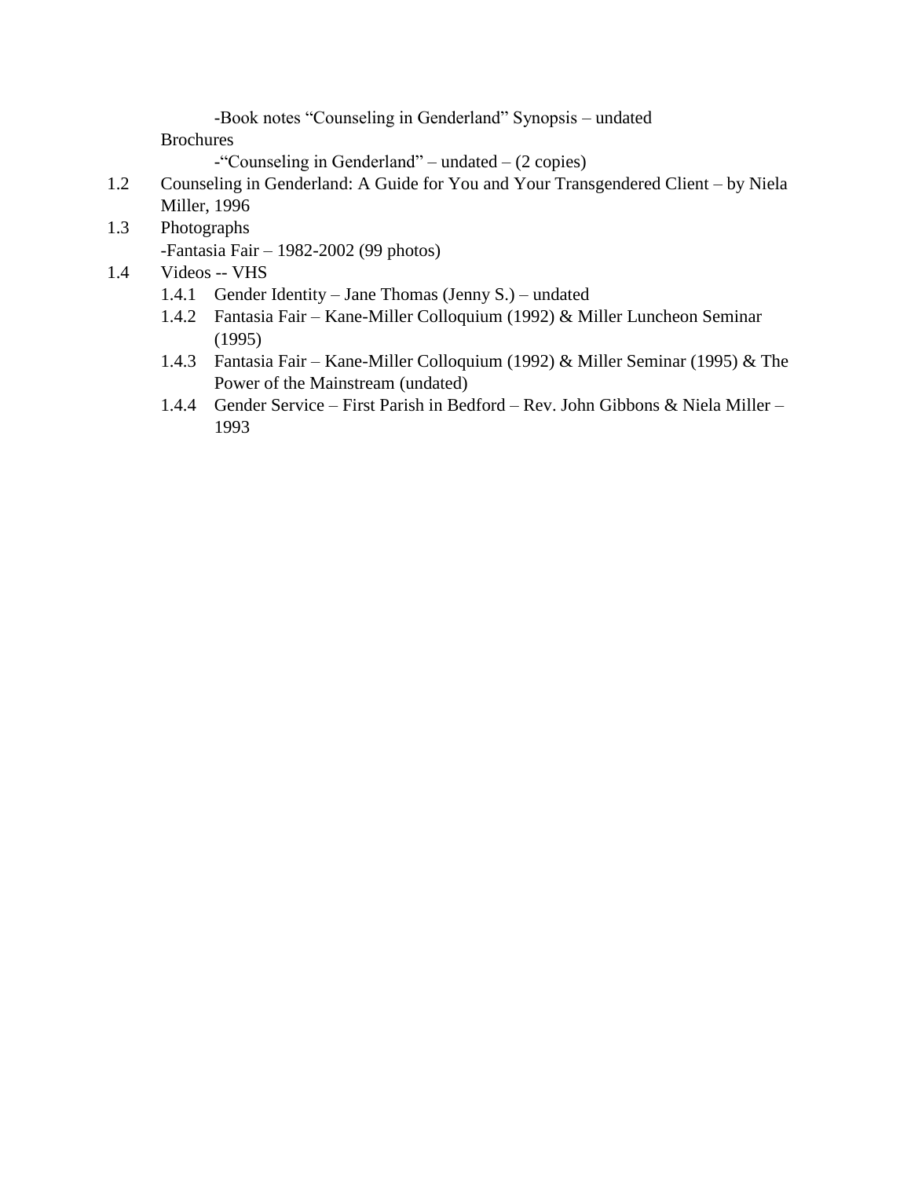-Book notes "Counseling in Genderland" Synopsis – undated

Brochures

-"Counseling in Genderland" – undated – (2 copies)

1.2 Counseling in Genderland: A Guide for You and Your Transgendered Client – by Niela Miller, 1996

1.3 Photographs

-Fantasia Fair – 1982-2002 (99 photos)

1.4 Videos -- VHS

1.4.1 Gender Identity – Jane Thomas (Jenny S.) – undated

1.4.2 Fantasia Fair – Kane-Miller Colloquium (1992) & Miller Luncheon Seminar (1995)

1.4.3 Fantasia Fair – Kane-Miller Colloquium (1992) & Miller Seminar (1995) & The Power of the Mainstream (undated)

1.4.4 Gender Service – First Parish in Bedford – Rev. John Gibbons & Niela Miller – 1993